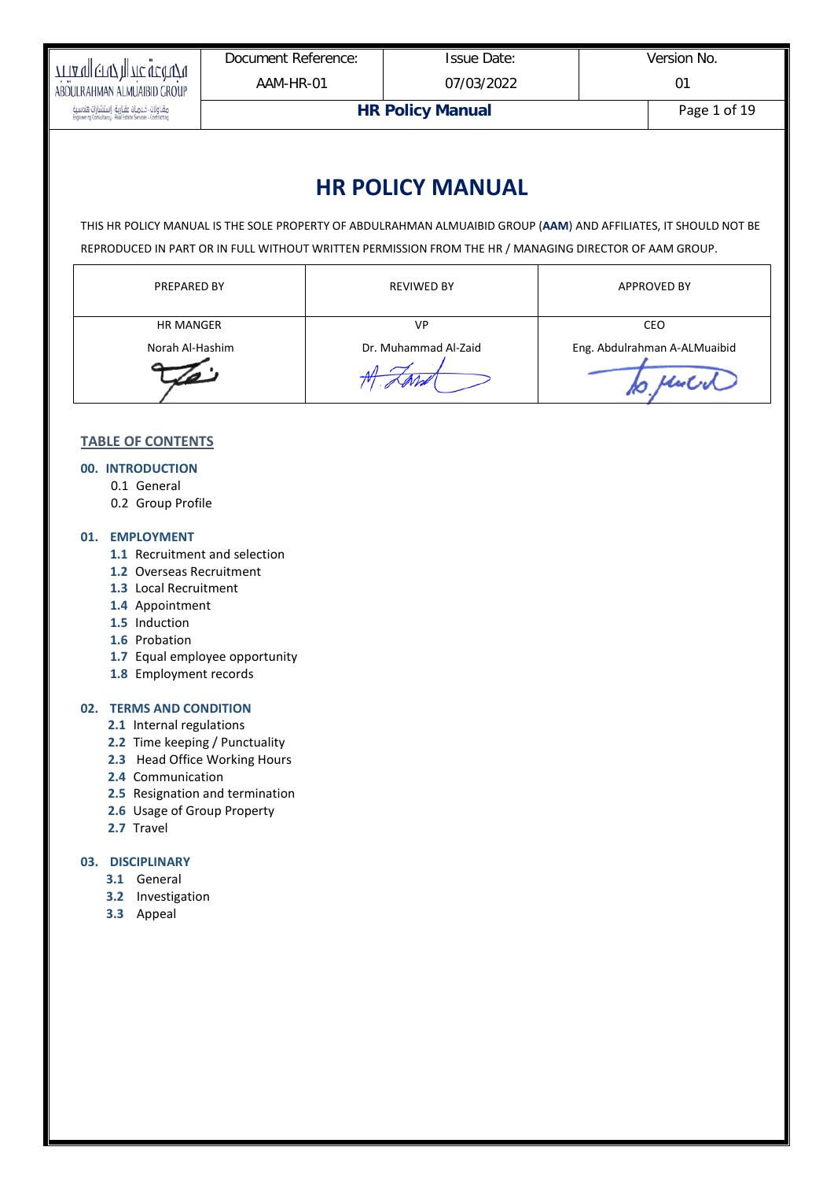# HR POLICY MANUAL

THIS HR POLICY MANUAL IS THE SOLE PROPERTY OF ABDULRAHMAN ALMUAIBID GROUP (**AAM**) AND AFFILIATES, IT SHOULD NOT BE REPRODUCED IN PART OR IN FULL WITHOUT WRITTEN PERMISSION FROM THE HR / MANAGING DIRECTOR OF AAM GROUP.

| PREPARED BY | REVIWED BY | APPROVED BY |
|---|---|---|
| HR MANGER<br>Norah Al-Hashim | VP<br>Dr. Muhammad Al-Zaid | CEO<br>Eng. Abdulrahman A-ALMuaibid |

## TABLE OF CONTENTS

**00. INTRODUCTION**

- 0.1 General
- 0.2 Group Profile

**01. EMPLOYMENT**

- **1.1** Recruitment and selection
- **1.2** Overseas Recruitment
- **1.3** Local Recruitment
- **1.4** Appointment
- **1.5** Induction
- **1.6** Probation
- **1.7** Equal employee opportunity
- **1.8** Employment records

**02. TERMS AND CONDITION**

- **2.1** Internal regulations
- **2.2** Time keeping / Punctuality
- **2.3** Head Office Working Hours
- **2.4** Communication
- **2.5** Resignation and termination
- **2.6** Usage of Group Property
- **2.7** Travel

**03. DISCIPLINARY**

- **3.1** General
- **3.2** Investigation
- **3.3** Appeal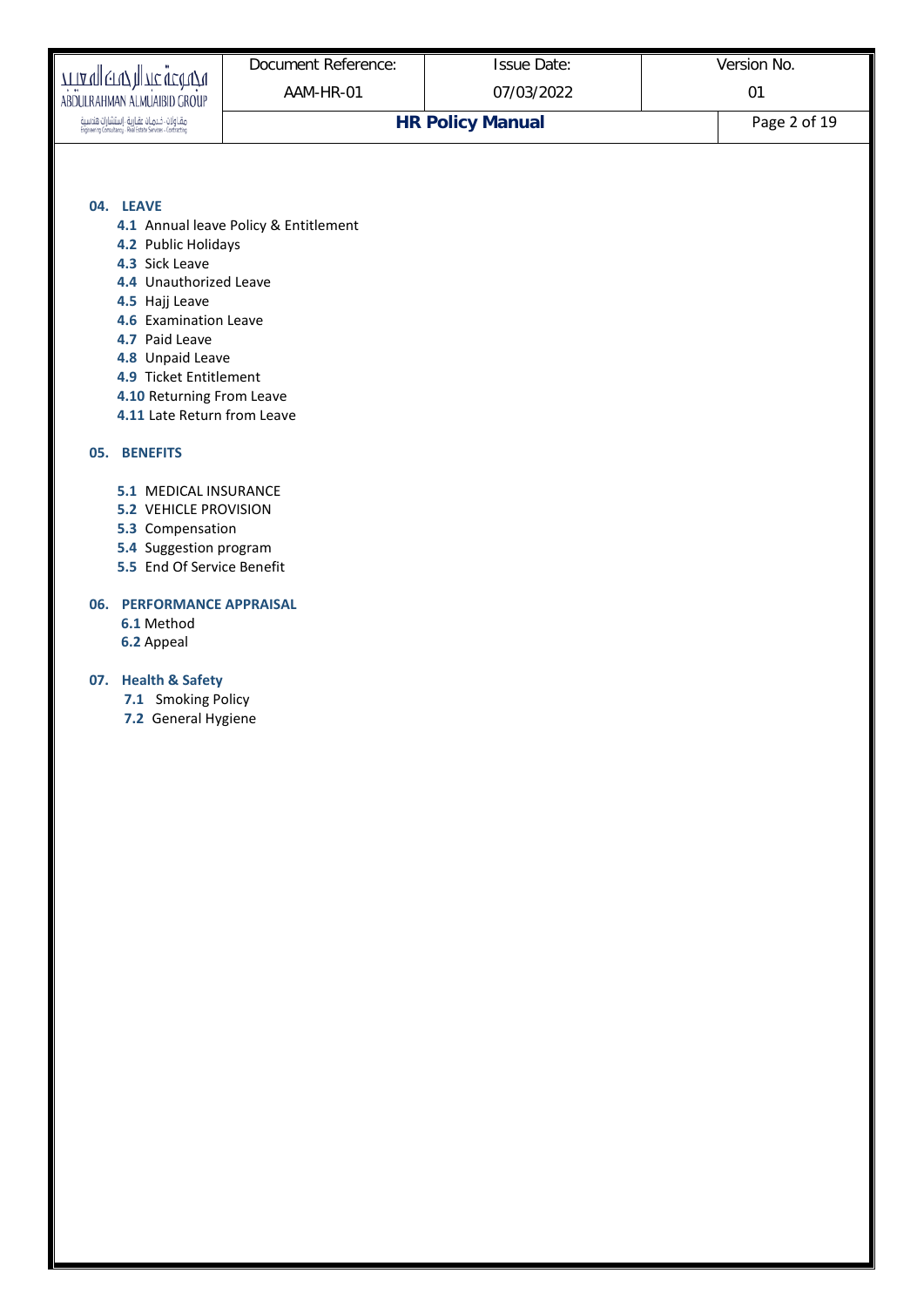**04. LEAVE**

- **4.1** Annual leave Policy & Entitlement
- **4.2** Public Holidays
- **4.3** Sick Leave
- **4.4** Unauthorized Leave
- **4.5** Hajj Leave
- **4.6** Examination Leave
- **4.7** Paid Leave
- **4.8** Unpaid Leave
- **4.9** Ticket Entitlement
- **4.10** Returning From Leave
- **4.11** Late Return from Leave

**05. BENEFITS**

- **5.1** MEDICAL INSURANCE
- **5.2** VEHICLE PROVISION
- **5.3** Compensation
- **5.4** Suggestion program
- **5.5** End Of Service Benefit

**06. PERFORMANCE APPRAISAL**

- **6.1** Method
- **6.2** Appeal

**07. Health & Safety**

- **7.1** Smoking Policy
- **7.2** General Hygiene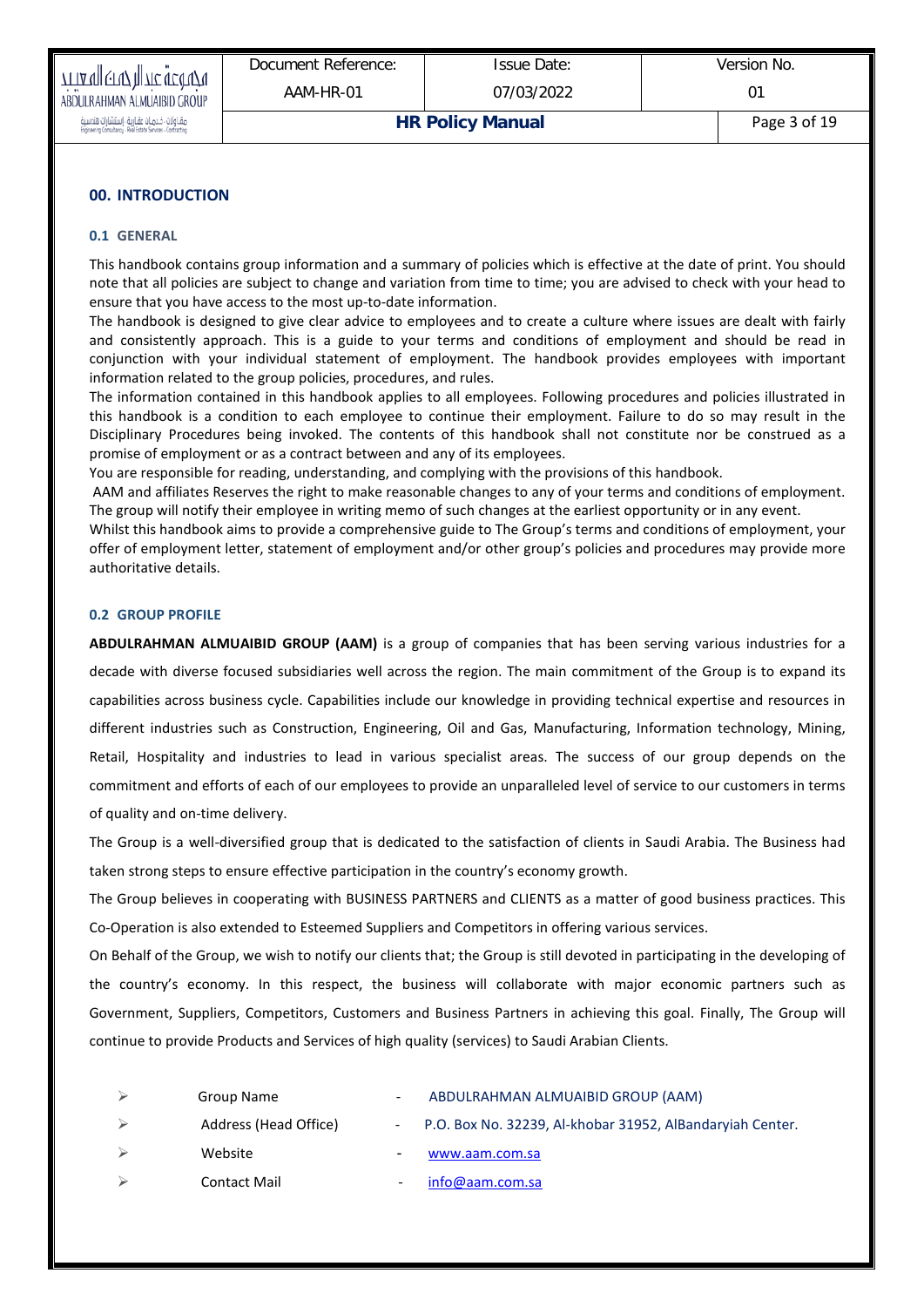# 00. INTRODUCTION

## 0.1 GENERAL

This handbook contains group information and a summary of policies which is effective at the date of print. You should note that all policies are subject to change and variation from time to time; you are advised to check with your head to ensure that you have access to the most up-to-date information.

The handbook is designed to give clear advice to employees and to create a culture where issues are dealt with fairly and consistently approach. This is a guide to your terms and conditions of employment and should be read in conjunction with your individual statement of employment. The handbook provides employees with important information related to the group policies, procedures, and rules.

The information contained in this handbook applies to all employees. Following procedures and policies illustrated in this handbook is a condition to each employee to continue their employment. Failure to do so may result in the Disciplinary Procedures being invoked. The contents of this handbook shall not constitute nor be construed as a promise of employment or as a contract between and any of its employees.

You are responsible for reading, understanding, and complying with the provisions of this handbook.

AAM and affiliates Reserves the right to make reasonable changes to any of your terms and conditions of employment. The group will notify their employee in writing memo of such changes at the earliest opportunity or in any event.

Whilst this handbook aims to provide a comprehensive guide to The Group's terms and conditions of employment, your offer of employment letter, statement of employment and/or other group's policies and procedures may provide more authoritative details.

## 0.2 GROUP PROFILE

**ABDULRAHMAN ALMUAIBID GROUP (AAM)** is a group of companies that has been serving various industries for a decade with diverse focused subsidiaries well across the region. The main commitment of the Group is to expand its capabilities across business cycle. Capabilities include our knowledge in providing technical expertise and resources in different industries such as Construction, Engineering, Oil and Gas, Manufacturing, Information technology, Mining, Retail, Hospitality and industries to lead in various specialist areas. The success of our group depends on the commitment and efforts of each of our employees to provide an unparalleled level of service to our customers in terms of quality and on-time delivery.

The Group is a well-diversified group that is dedicated to the satisfaction of clients in Saudi Arabia. The Business had taken strong steps to ensure effective participation in the country's economy growth.

The Group believes in cooperating with BUSINESS PARTNERS and CLIENTS as a matter of good business practices. This Co-Operation is also extended to Esteemed Suppliers and Competitors in offering various services.

On Behalf of the Group, we wish to notify our clients that; the Group is still devoted in participating in the developing of the country's economy. In this respect, the business will collaborate with major economic partners such as Government, Suppliers, Competitors, Customers and Business Partners in achieving this goal. Finally, The Group will continue to provide Products and Services of high quality (services) to Saudi Arabian Clients.

- Group Name - ABDULRAHMAN ALMUAIBID GROUP (AAM)
- Address (Head Office) - P.O. Box No. 32239, Al-khobar 31952, AlBandaryiah Center.
- Website - www.aam.com.sa
- Contact Mail - info@aam.com.sa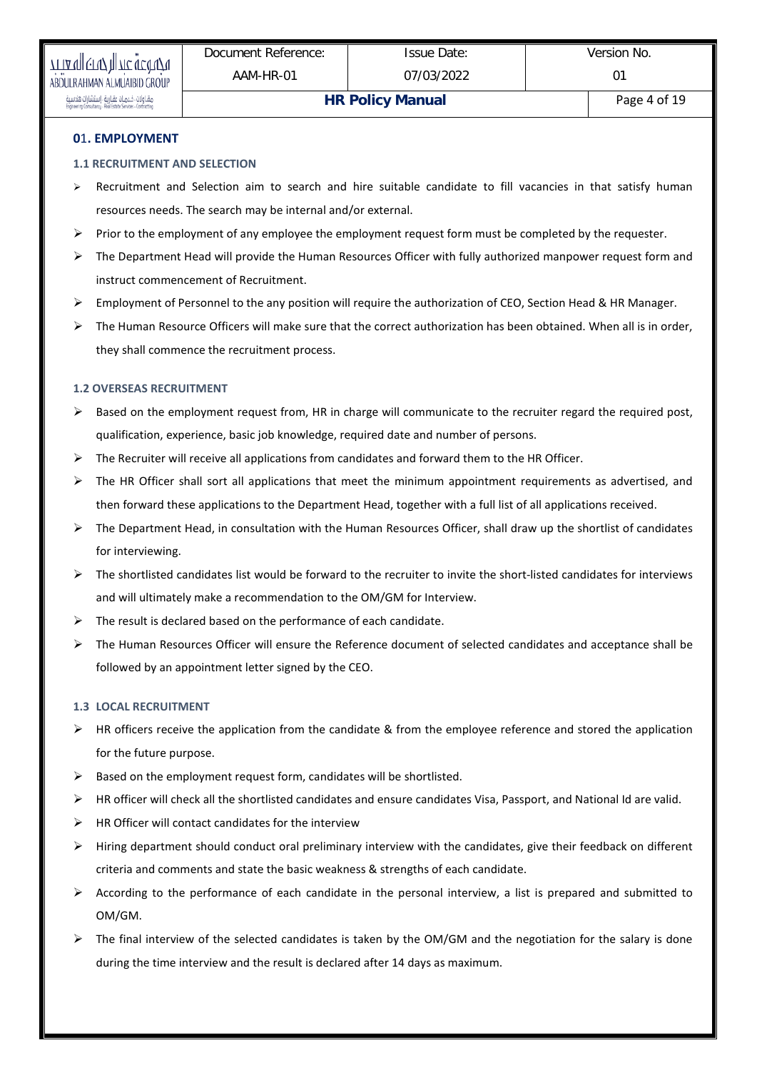## 01. EMPLOYMENT

### 1.1 RECRUITMENT AND SELECTION

- Recruitment and Selection aim to search and hire suitable candidate to fill vacancies in that satisfy human resources needs. The search may be internal and/or external.
- Prior to the employment of any employee the employment request form must be completed by the requester.
- The Department Head will provide the Human Resources Officer with fully authorized manpower request form and instruct commencement of Recruitment.
- Employment of Personnel to the any position will require the authorization of CEO, Section Head & HR Manager.
- The Human Resource Officers will make sure that the correct authorization has been obtained. When all is in order, they shall commence the recruitment process.

### 1.2 OVERSEAS RECRUITMENT

- Based on the employment request from, HR in charge will communicate to the recruiter regard the required post, qualification, experience, basic job knowledge, required date and number of persons.
- The Recruiter will receive all applications from candidates and forward them to the HR Officer.
- The HR Officer shall sort all applications that meet the minimum appointment requirements as advertised, and then forward these applications to the Department Head, together with a full list of all applications received.
- The Department Head, in consultation with the Human Resources Officer, shall draw up the shortlist of candidates for interviewing.
- The shortlisted candidates list would be forward to the recruiter to invite the short-listed candidates for interviews and will ultimately make a recommendation to the OM/GM for Interview.
- The result is declared based on the performance of each candidate.
- The Human Resources Officer will ensure the Reference document of selected candidates and acceptance shall be followed by an appointment letter signed by the CEO.

### 1.3 LOCAL RECRUITMENT

- HR officers receive the application from the candidate & from the employee reference and stored the application for the future purpose.
- Based on the employment request form, candidates will be shortlisted.
- HR officer will check all the shortlisted candidates and ensure candidates Visa, Passport, and National Id are valid.
- HR Officer will contact candidates for the interview
- Hiring department should conduct oral preliminary interview with the candidates, give their feedback on different criteria and comments and state the basic weakness & strengths of each candidate.
- According to the performance of each candidate in the personal interview, a list is prepared and submitted to OM/GM.
- The final interview of the selected candidates is taken by the OM/GM and the negotiation for the salary is done during the time interview and the result is declared after 14 days as maximum.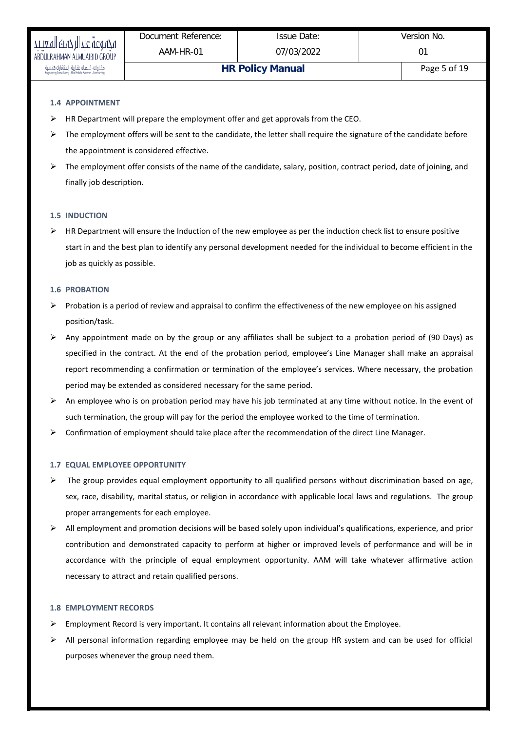### 1.4 APPOINTMENT

- HR Department will prepare the employment offer and get approvals from the CEO.
- The employment offers will be sent to the candidate, the letter shall require the signature of the candidate before the appointment is considered effective.
- The employment offer consists of the name of the candidate, salary, position, contract period, date of joining, and finally job description.

### 1.5 INDUCTION

- HR Department will ensure the Induction of the new employee as per the induction check list to ensure positive start in and the best plan to identify any personal development needed for the individual to become efficient in the job as quickly as possible.

### 1.6 PROBATION

- Probation is a period of review and appraisal to confirm the effectiveness of the new employee on his assigned position/task.
- Any appointment made on by the group or any affiliates shall be subject to a probation period of (90 Days) as specified in the contract. At the end of the probation period, employee's Line Manager shall make an appraisal report recommending a confirmation or termination of the employee's services. Where necessary, the probation period may be extended as considered necessary for the same period.
- An employee who is on probation period may have his job terminated at any time without notice. In the event of such termination, the group will pay for the period the employee worked to the time of termination.
- Confirmation of employment should take place after the recommendation of the direct Line Manager.

### 1.7 EQUAL EMPLOYEE OPPORTUNITY

- The group provides equal employment opportunity to all qualified persons without discrimination based on age, sex, race, disability, marital status, or religion in accordance with applicable local laws and regulations. The group proper arrangements for each employee.
- All employment and promotion decisions will be based solely upon individual's qualifications, experience, and prior contribution and demonstrated capacity to perform at higher or improved levels of performance and will be in accordance with the principle of equal employment opportunity. AAM will take whatever affirmative action necessary to attract and retain qualified persons.

### 1.8 EMPLOYMENT RECORDS

- Employment Record is very important. It contains all relevant information about the Employee.
- All personal information regarding employee may be held on the group HR system and can be used for official purposes whenever the group need them.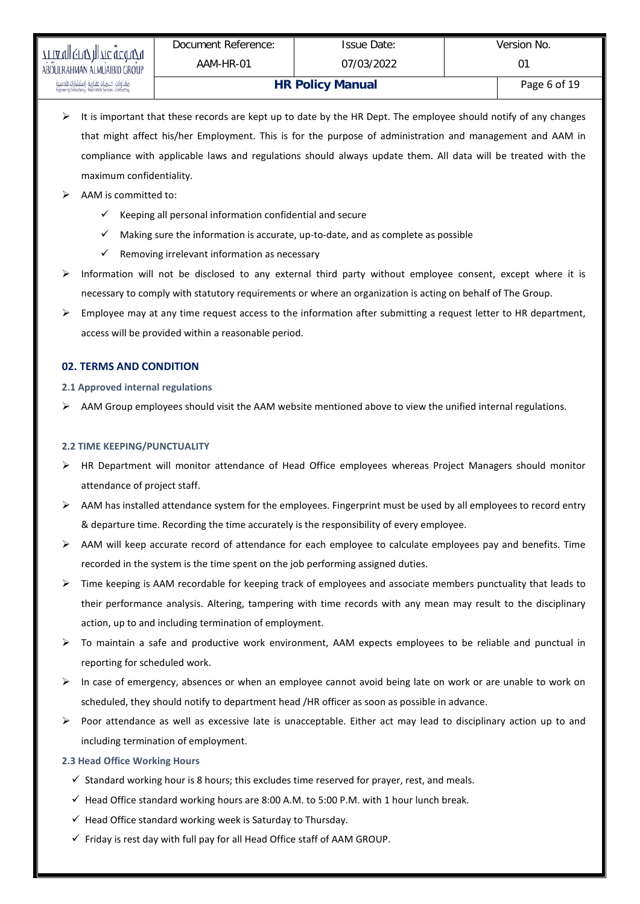- It is important that these records are kept up to date by the HR Dept. The employee should notify of any changes that might affect his/her Employment. This is for the purpose of administration and management and AAM in compliance with applicable laws and regulations should always update them. All data will be treated with the maximum confidentiality.
- AAM is committed to:
  - ✓ Keeping all personal information confidential and secure
  - ✓ Making sure the information is accurate, up-to-date, and as complete as possible
  - ✓ Removing irrelevant information as necessary
- Information will not be disclosed to any external third party without employee consent, except where it is necessary to comply with statutory requirements or where an organization is acting on behalf of The Group.
- Employee may at any time request access to the information after submitting a request letter to HR department, access will be provided within a reasonable period.

## 02. TERMS AND CONDITION

### 2.1 Approved internal regulations

- AAM Group employees should visit the AAM website mentioned above to view the unified internal regulations.

### 2.2 TIME KEEPING/PUNCTUALITY

- HR Department will monitor attendance of Head Office employees whereas Project Managers should monitor attendance of project staff.
- AAM has installed attendance system for the employees. Fingerprint must be used by all employees to record entry & departure time. Recording the time accurately is the responsibility of every employee.
- AAM will keep accurate record of attendance for each employee to calculate employees pay and benefits. Time recorded in the system is the time spent on the job performing assigned duties.
- Time keeping is AAM recordable for keeping track of employees and associate members punctuality that leads to their performance analysis. Altering, tampering with time records with any mean may result to the disciplinary action, up to and including termination of employment.
- To maintain a safe and productive work environment, AAM expects employees to be reliable and punctual in reporting for scheduled work.
- In case of emergency, absences or when an employee cannot avoid being late on work or are unable to work on scheduled, they should notify to department head /HR officer as soon as possible in advance.
- Poor attendance as well as excessive late is unacceptable. Either act may lead to disciplinary action up to and including termination of employment.

### 2.3 Head Office Working Hours

- ✓ Standard working hour is 8 hours; this excludes time reserved for prayer, rest, and meals.
- ✓ Head Office standard working hours are 8:00 A.M. to 5:00 P.M. with 1 hour lunch break.
- ✓ Head Office standard working week is Saturday to Thursday.
- ✓ Friday is rest day with full pay for all Head Office staff of AAM GROUP.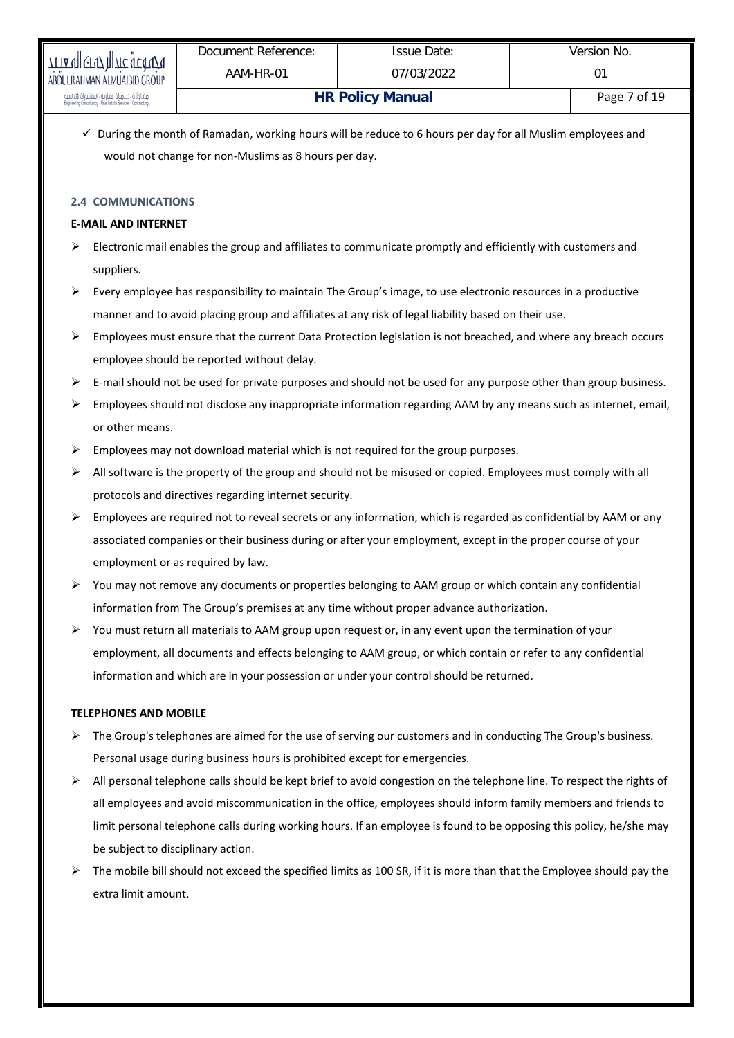- ✓ During the month of Ramadan, working hours will be reduce to 6 hours per day for all Muslim employees and would not change for non-Muslims as 8 hours per day.

### 2.4 COMMUNICATIONS

**E-MAIL AND INTERNET**

- Electronic mail enables the group and affiliates to communicate promptly and efficiently with customers and suppliers.
- Every employee has responsibility to maintain The Group's image, to use electronic resources in a productive manner and to avoid placing group and affiliates at any risk of legal liability based on their use.
- Employees must ensure that the current Data Protection legislation is not breached, and where any breach occurs employee should be reported without delay.
- E-mail should not be used for private purposes and should not be used for any purpose other than group business.
- Employees should not disclose any inappropriate information regarding AAM by any means such as internet, email, or other means.
- Employees may not download material which is not required for the group purposes.
- All software is the property of the group and should not be misused or copied. Employees must comply with all protocols and directives regarding internet security.
- Employees are required not to reveal secrets or any information, which is regarded as confidential by AAM or any associated companies or their business during or after your employment, except in the proper course of your employment or as required by law.
- You may not remove any documents or properties belonging to AAM group or which contain any confidential information from The Group's premises at any time without proper advance authorization.
- You must return all materials to AAM group upon request or, in any event upon the termination of your employment, all documents and effects belonging to AAM group, or which contain or refer to any confidential information and which are in your possession or under your control should be returned.

**TELEPHONES AND MOBILE**

- The Group's telephones are aimed for the use of serving our customers and in conducting The Group's business. Personal usage during business hours is prohibited except for emergencies.
- All personal telephone calls should be kept brief to avoid congestion on the telephone line. To respect the rights of all employees and avoid miscommunication in the office, employees should inform family members and friends to limit personal telephone calls during working hours. If an employee is found to be opposing this policy, he/she may be subject to disciplinary action.
- The mobile bill should not exceed the specified limits as 100 SR, if it is more than that the Employee should pay the extra limit amount.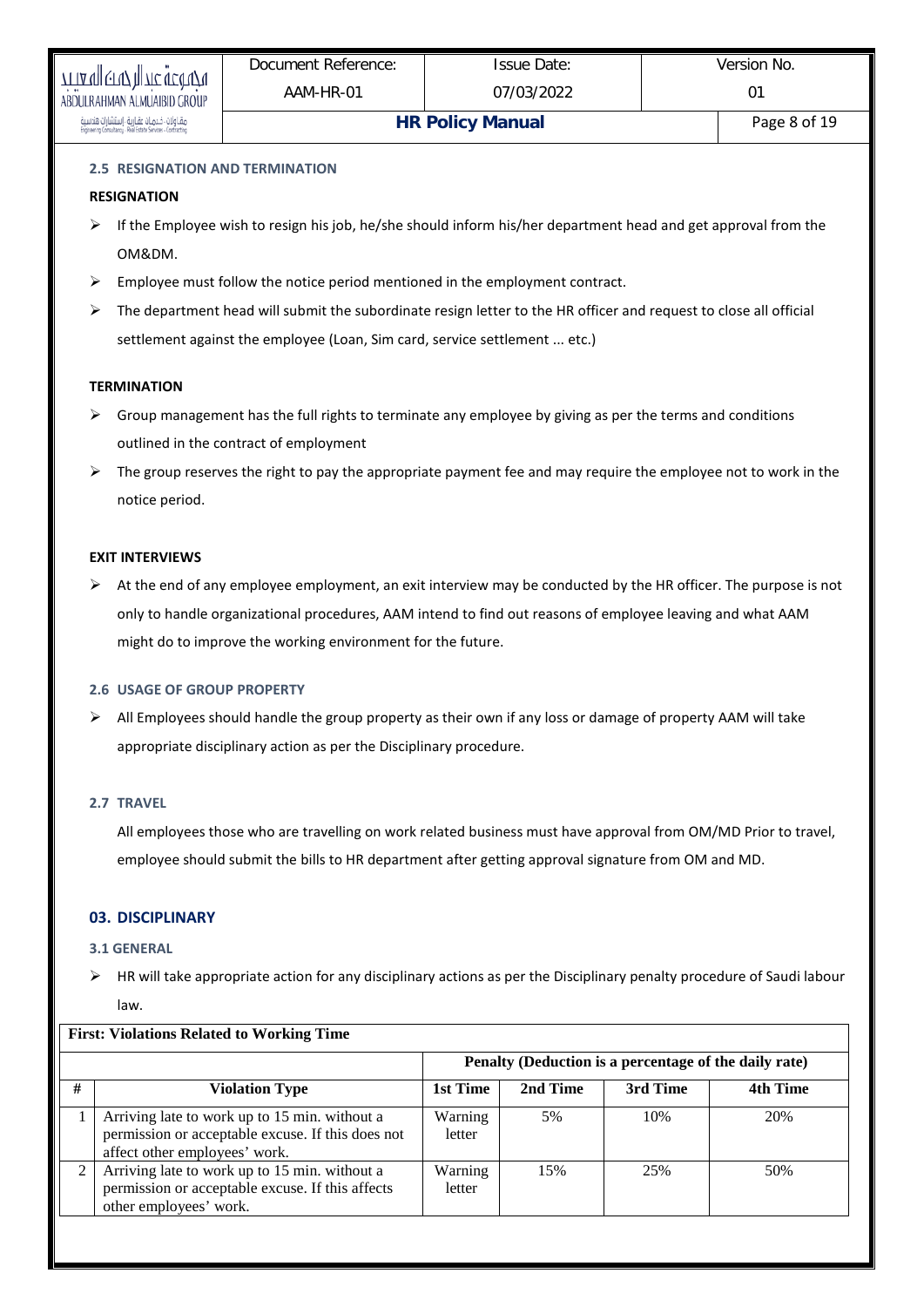### 2.5 RESIGNATION AND TERMINATION

**RESIGNATION**

- If the Employee wish to resign his job, he/she should inform his/her department head and get approval from the OM&DM.
- Employee must follow the notice period mentioned in the employment contract.
- The department head will submit the subordinate resign letter to the HR officer and request to close all official settlement against the employee (Loan, Sim card, service settlement ... etc.)

**TERMINATION**

- Group management has the full rights to terminate any employee by giving as per the terms and conditions outlined in the contract of employment
- The group reserves the right to pay the appropriate payment fee and may require the employee not to work in the notice period.

**EXIT INTERVIEWS**

- At the end of any employee employment, an exit interview may be conducted by the HR officer. The purpose is not only to handle organizational procedures, AAM intend to find out reasons of employee leaving and what AAM might do to improve the working environment for the future.

### 2.6 USAGE OF GROUP PROPERTY

- All Employees should handle the group property as their own if any loss or damage of property AAM will take appropriate disciplinary action as per the Disciplinary procedure.

### 2.7 TRAVEL

All employees those who are travelling on work related business must have approval from OM/MD Prior to travel, employee should submit the bills to HR department after getting approval signature from OM and MD.

## 03. DISCIPLINARY

### 3.1 GENERAL

- HR will take appropriate action for any disciplinary actions as per the Disciplinary penalty procedure of Saudi labour law.

| **First: Violations Related to Working Time** | | | | | |
|---|---|---|---|---|---|
| | | **Penalty (Deduction is a percentage of the daily rate)** | | | |
| **#** | **Violation Type** | **1st Time** | **2nd Time** | **3rd Time** | **4th Time** |
| 1 | Arriving late to work up to 15 min. without a permission or acceptable excuse. If this does not affect other employees' work. | Warning letter | 5% | 10% | 20% |
| 2 | Arriving late to work up to 15 min. without a permission or acceptable excuse. If this affects other employees' work. | Warning letter | 15% | 25% | 50% |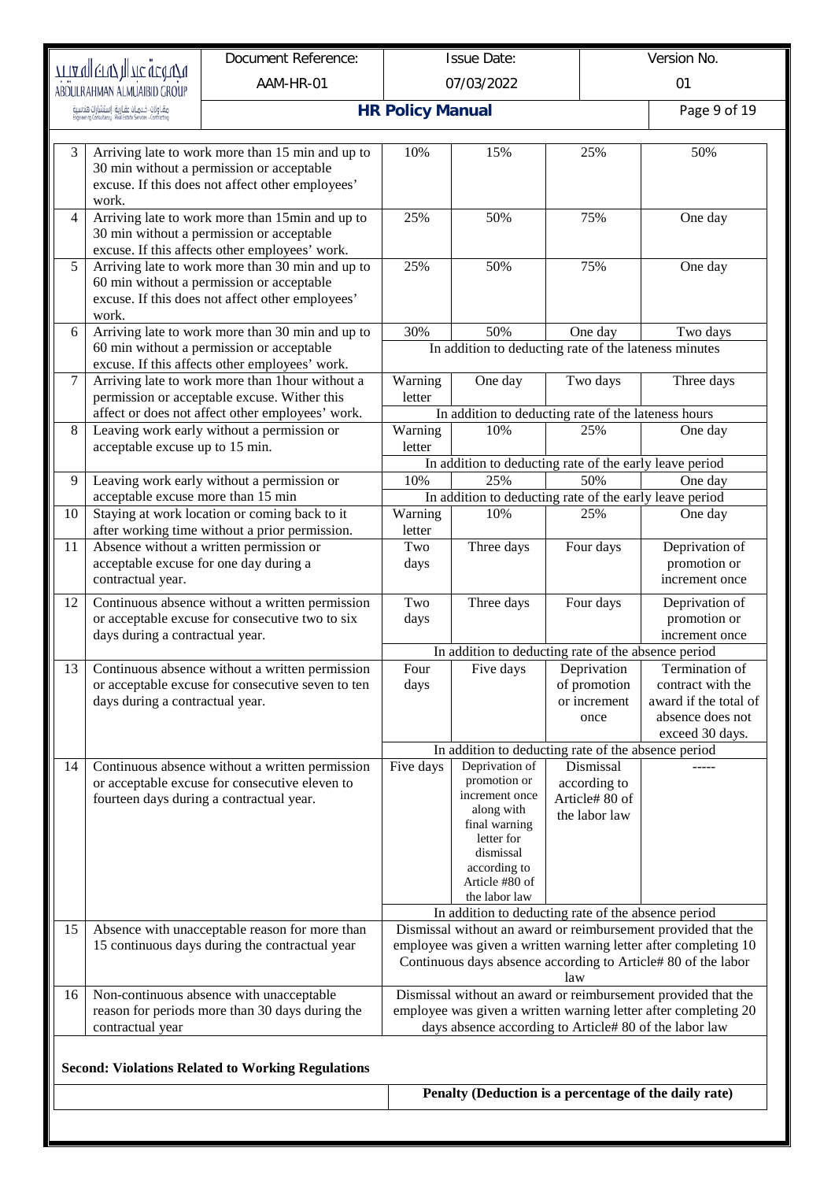| | | | | | |
|---|---|---|---|---|---|
| 3 | Arriving late to work more than 15 min and up to 30 min without a permission or acceptable excuse. If this does not affect other employees' work. | 10% | 15% | 25% | 50% |
| 4 | Arriving late to work more than 15min and up to 30 min without a permission or acceptable excuse. If this affects other employees' work. | 25% | 50% | 75% | One day |
| 5 | Arriving late to work more than 30 min and up to 60 min without a permission or acceptable excuse. If this does not affect other employees' work. | 25% | 50% | 75% | One day |
| 6 | Arriving late to work more than 30 min and up to 60 min without a permission or acceptable excuse. If this affects other employees' work. | 30% | 50% | One day | Two days |
| | | In addition to deducting rate of the lateness minutes | | | |
| 7 | Arriving late to work more than 1hour without a permission or acceptable excuse. Wither this affect or does not affect other employees' work. | Warning letter | One day | Two days | Three days |
| | | In addition to deducting rate of the lateness hours | | | |
| 8 | Leaving work early without a permission or acceptable excuse up to 15 min. | Warning letter | 10% | 25% | One day |
| | | In addition to deducting rate of the early leave period | | | |
| 9 | Leaving work early without a permission or acceptable excuse more than 15 min | 10% | 25% | 50% | One day |
| | | In addition to deducting rate of the early leave period | | | |
| 10 | Staying at work location or coming back to it after working time without a prior permission. | Warning letter | 10% | 25% | One day |
| 11 | Absence without a written permission or acceptable excuse for one day during a contractual year. | Two days | Three days | Four days | Deprivation of promotion or increment once |
| 12 | Continuous absence without a written permission or acceptable excuse for consecutive two to six days during a contractual year. | Two days | Three days | Four days | Deprivation of promotion or increment once |
| | | In addition to deducting rate of the absence period | | | |
| 13 | Continuous absence without a written permission or acceptable excuse for consecutive seven to ten days during a contractual year. | Four days | Five days | Deprivation of promotion or increment once | Termination of contract with the award if the total of absence does not exceed 30 days. |
| | | In addition to deducting rate of the absence period | | | |
| 14 | Continuous absence without a written permission or acceptable excuse for consecutive eleven to fourteen days during a contractual year. | Five days | Deprivation of promotion or increment once along with final warning letter for dismissal according to Article #80 of the labor law | Dismissal according to Article# 80 of the labor law | ----- |
| | | In addition to deducting rate of the absence period | | | |
| 15 | Absence with unacceptable reason for more than 15 continuous days during the contractual year | Dismissal without an award or reimbursement provided that the employee was given a written warning letter after completing 10 Continuous days absence according to Article# 80 of the labor law | | | |
| 16 | Non-continuous absence with unacceptable reason for periods more than 30 days during the contractual year | Dismissal without an award or reimbursement provided that the employee was given a written warning letter after completing 20 days absence according to Article# 80 of the labor law | | | |

**Second: Violations Related to Working Regulations**

| | **Penalty (Deduction is a percentage of the daily rate)** |
|---|---|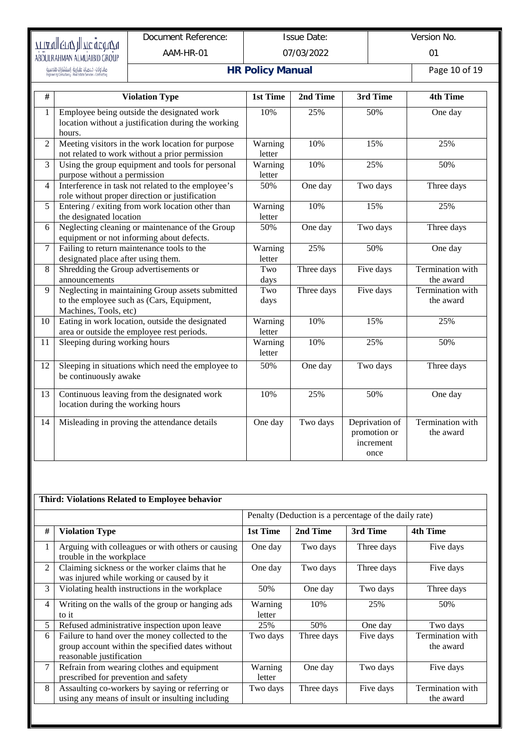| # | Violation Type | 1st Time | 2nd Time | 3rd Time | 4th Time |
|---|---|---|---|---|---|
| 1 | Employee being outside the designated work location without a justification during the working hours. | 10% | 25% | 50% | One day |
| 2 | Meeting visitors in the work location for purpose not related to work without a prior permission | Warning letter | 10% | 15% | 25% |
| 3 | Using the group equipment and tools for personal purpose without a permission | Warning letter | 10% | 25% | 50% |
| 4 | Interference in task not related to the employee's role without proper direction or justification | 50% | One day | Two days | Three days |
| 5 | Entering / exiting from work location other than the designated location | Warning letter | 10% | 15% | 25% |
| 6 | Neglecting cleaning or maintenance of the Group equipment or not informing about defects. | 50% | One day | Two days | Three days |
| 7 | Failing to return maintenance tools to the designated place after using them. | Warning letter | 25% | 50% | One day |
| 8 | Shredding the Group advertisements or announcements | Two days | Three days | Five days | Termination with the award |
| 9 | Neglecting in maintaining Group assets submitted to the employee such as (Cars, Equipment, Machines, Tools, etc) | Two days | Three days | Five days | Termination with the award |
| 10 | Eating in work location, outside the designated area or outside the employee rest periods. | Warning letter | 10% | 15% | 25% |
| 11 | Sleeping during working hours | Warning letter | 10% | 25% | 50% |
| 12 | Sleeping in situations which need the employee to be continuously awake | 50% | One day | Two days | Three days |
| 13 | Continuous leaving from the designated work location during the working hours | 10% | 25% | 50% | One day |
| 14 | Misleading in proving the attendance details | One day | Two days | Deprivation of promotion or increment once | Termination with the award |

| Third: Violations Related to Employee behavior | | | | | |
|---|---|---|---|---|---|
| | | Penalty (Deduction is a percentage of the daily rate) | | | |
| # | Violation Type | 1st Time | 2nd Time | 3rd Time | 4th Time |
| 1 | Arguing with colleagues or with others or causing trouble in the workplace | One day | Two days | Three days | Five days |
| 2 | Claiming sickness or the worker claims that he was injured while working or caused by it | One day | Two days | Three days | Five days |
| 3 | Violating health instructions in the workplace | 50% | One day | Two days | Three days |
| 4 | Writing on the walls of the group or hanging ads to it | Warning letter | 10% | 25% | 50% |
| 5 | Refused administrative inspection upon leave | 25% | 50% | One day | Two days |
| 6 | Failure to hand over the money collected to the group account within the specified dates without reasonable justification | Two days | Three days | Five days | Termination with the award |
| 7 | Refrain from wearing clothes and equipment prescribed for prevention and safety | Warning letter | One day | Two days | Five days |
| 8 | Assaulting co-workers by saying or referring or using any means of insult or insulting including | Two days | Three days | Five days | Termination with the award |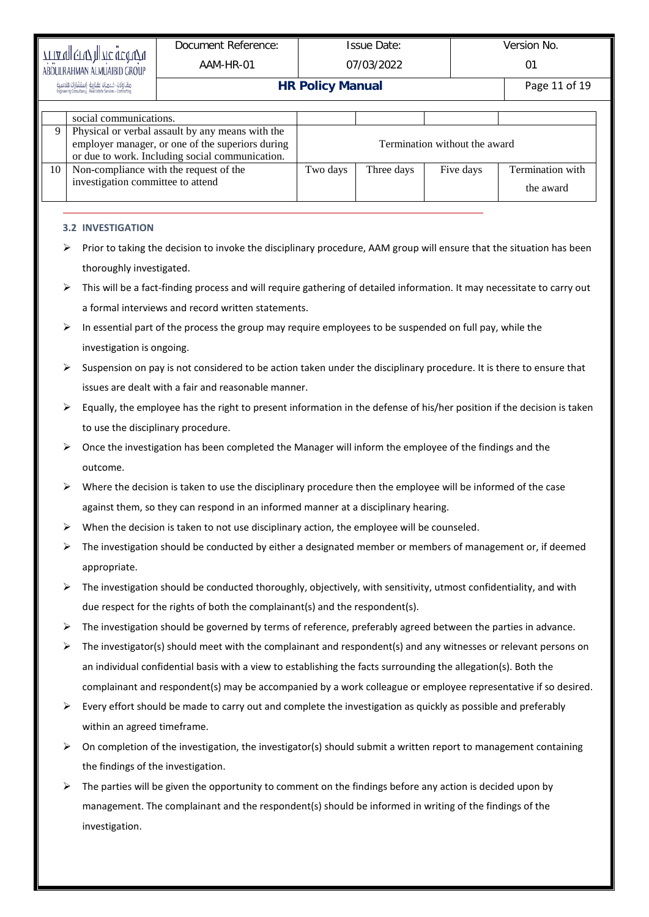|  |  |  |  |  |  |
|---|---|---|---|---|---|
|  | social communications. |  |  |  |  |
| 9 | Physical or verbal assault by any means with the employer manager, or one of the superiors during or due to work. Including social communication. | Termination without the award | | | |
| 10 | Non-compliance with the request of the investigation committee to attend | Two days | Three days | Five days | Termination with the award |

### 3.2 INVESTIGATION

- Prior to taking the decision to invoke the disciplinary procedure, AAM group will ensure that the situation has been thoroughly investigated.
- This will be a fact-finding process and will require gathering of detailed information. It may necessitate to carry out a formal interviews and record written statements.
- In essential part of the process the group may require employees to be suspended on full pay, while the investigation is ongoing.
- Suspension on pay is not considered to be action taken under the disciplinary procedure. It is there to ensure that issues are dealt with a fair and reasonable manner.
- Equally, the employee has the right to present information in the defense of his/her position if the decision is taken to use the disciplinary procedure.
- Once the investigation has been completed the Manager will inform the employee of the findings and the outcome.
- Where the decision is taken to use the disciplinary procedure then the employee will be informed of the case against them, so they can respond in an informed manner at a disciplinary hearing.
- When the decision is taken to not use disciplinary action, the employee will be counseled.
- The investigation should be conducted by either a designated member or members of management or, if deemed appropriate.
- The investigation should be conducted thoroughly, objectively, with sensitivity, utmost confidentiality, and with due respect for the rights of both the complainant(s) and the respondent(s).
- The investigation should be governed by terms of reference, preferably agreed between the parties in advance.
- The investigator(s) should meet with the complainant and respondent(s) and any witnesses or relevant persons on an individual confidential basis with a view to establishing the facts surrounding the allegation(s). Both the complainant and respondent(s) may be accompanied by a work colleague or employee representative if so desired.
- Every effort should be made to carry out and complete the investigation as quickly as possible and preferably within an agreed timeframe.
- On completion of the investigation, the investigator(s) should submit a written report to management containing the findings of the investigation.
- The parties will be given the opportunity to comment on the findings before any action is decided upon by management. The complainant and the respondent(s) should be informed in writing of the findings of the investigation.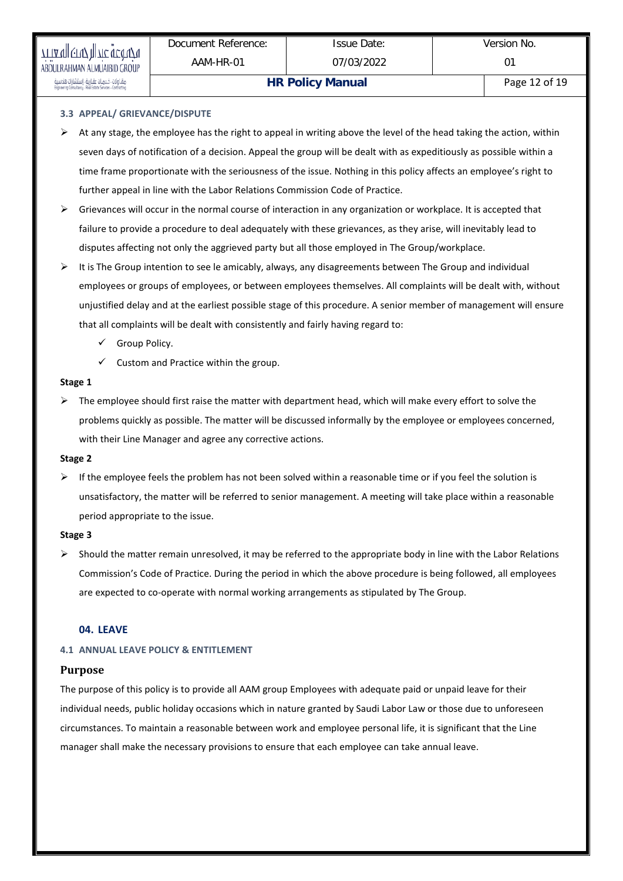### 3.3 APPEAL/ GRIEVANCE/DISPUTE

- At any stage, the employee has the right to appeal in writing above the level of the head taking the action, within seven days of notification of a decision. Appeal the group will be dealt with as expeditiously as possible within a time frame proportionate with the seriousness of the issue. Nothing in this policy affects an employee's right to further appeal in line with the Labor Relations Commission Code of Practice.
- Grievances will occur in the normal course of interaction in any organization or workplace. It is accepted that failure to provide a procedure to deal adequately with these grievances, as they arise, will inevitably lead to disputes affecting not only the aggrieved party but all those employed in The Group/workplace.
- It is The Group intention to see le amicably, always, any disagreements between The Group and individual employees or groups of employees, or between employees themselves. All complaints will be dealt with, without unjustified delay and at the earliest possible stage of this procedure. A senior member of management will ensure that all complaints will be dealt with consistently and fairly having regard to:
  - ✓ Group Policy.
  - ✓ Custom and Practice within the group.

**Stage 1**

- The employee should first raise the matter with department head, which will make every effort to solve the problems quickly as possible. The matter will be discussed informally by the employee or employees concerned, with their Line Manager and agree any corrective actions.

**Stage 2**

- If the employee feels the problem has not been solved within a reasonable time or if you feel the solution is unsatisfactory, the matter will be referred to senior management. A meeting will take place within a reasonable period appropriate to the issue.

**Stage 3**

- Should the matter remain unresolved, it may be referred to the appropriate body in line with the Labor Relations Commission's Code of Practice. During the period in which the above procedure is being followed, all employees are expected to co-operate with normal working arrangements as stipulated by The Group.

## 04. LEAVE

### 4.1 ANNUAL LEAVE POLICY & ENTITLEMENT

#### Purpose

The purpose of this policy is to provide all AAM group Employees with adequate paid or unpaid leave for their individual needs, public holiday occasions which in nature granted by Saudi Labor Law or those due to unforeseen circumstances. To maintain a reasonable between work and employee personal life, it is significant that the Line manager shall make the necessary provisions to ensure that each employee can take annual leave.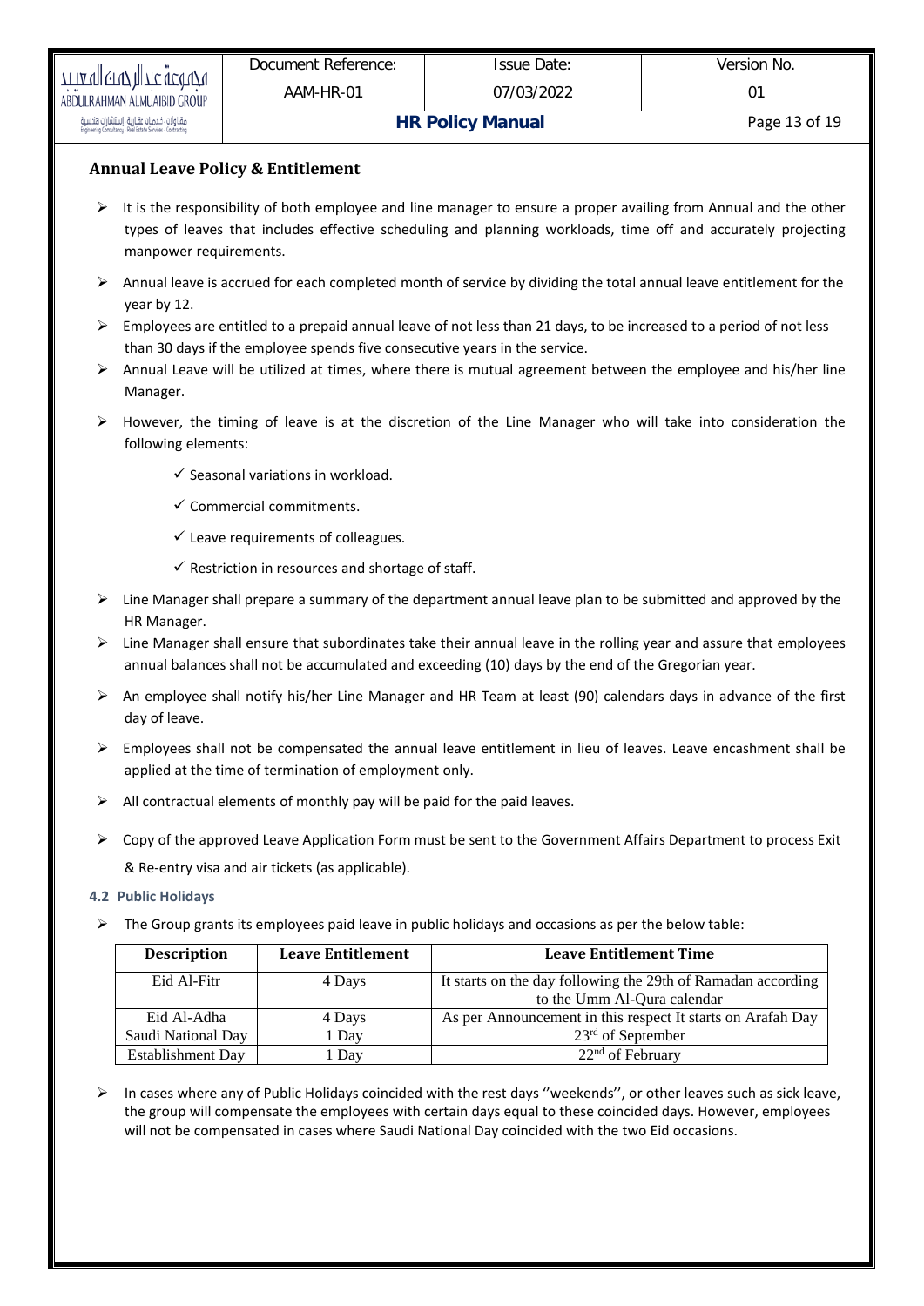## Annual Leave Policy & Entitlement

- It is the responsibility of both employee and line manager to ensure a proper availing from Annual and the other types of leaves that includes effective scheduling and planning workloads, time off and accurately projecting manpower requirements.
- Annual leave is accrued for each completed month of service by dividing the total annual leave entitlement for the year by 12.
- Employees are entitled to a prepaid annual leave of not less than 21 days, to be increased to a period of not less than 30 days if the employee spends five consecutive years in the service.
- Annual Leave will be utilized at times, where there is mutual agreement between the employee and his/her line Manager.
- However, the timing of leave is at the discretion of the Line Manager who will take into consideration the following elements:
  - ✓ Seasonal variations in workload.
  - ✓ Commercial commitments.
  - ✓ Leave requirements of colleagues.
  - ✓ Restriction in resources and shortage of staff.
- Line Manager shall prepare a summary of the department annual leave plan to be submitted and approved by the HR Manager.
- Line Manager shall ensure that subordinates take their annual leave in the rolling year and assure that employees annual balances shall not be accumulated and exceeding (10) days by the end of the Gregorian year.
- An employee shall notify his/her Line Manager and HR Team at least (90) calendars days in advance of the first day of leave.
- Employees shall not be compensated the annual leave entitlement in lieu of leaves. Leave encashment shall be applied at the time of termination of employment only.
- All contractual elements of monthly pay will be paid for the paid leaves.
- Copy of the approved Leave Application Form must be sent to the Government Affairs Department to process Exit & Re-entry visa and air tickets (as applicable).

### 4.2 Public Holidays

- The Group grants its employees paid leave in public holidays and occasions as per the below table:

| Description | Leave Entitlement | Leave Entitlement Time |
|---|---|---|
| Eid Al-Fitr | 4 Days | It starts on the day following the 29th of Ramadan according to the Umm Al-Qura calendar |
| Eid Al-Adha | 4 Days | As per Announcement in this respect It starts on Arafah Day |
| Saudi National Day | 1 Day | 23rd of September |
| Establishment Day | 1 Day | 22nd of February |

- In cases where any of Public Holidays coincided with the rest days ''weekends'', or other leaves such as sick leave, the group will compensate the employees with certain days equal to these coincided days. However, employees will not be compensated in cases where Saudi National Day coincided with the two Eid occasions.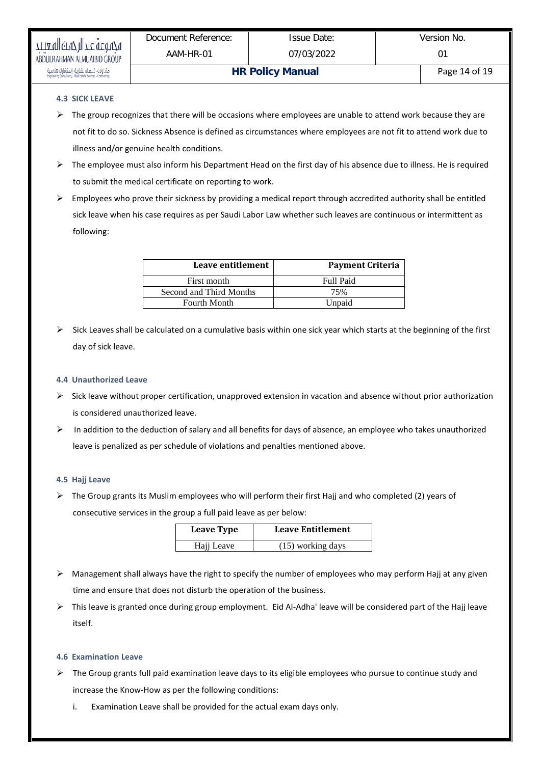### 4.3 SICK LEAVE

- The group recognizes that there will be occasions where employees are unable to attend work because they are not fit to do so. Sickness Absence is defined as circumstances where employees are not fit to attend work due to illness and/or genuine health conditions.
- The employee must also inform his Department Head on the first day of his absence due to illness. He is required to submit the medical certificate on reporting to work.
- Employees who prove their sickness by providing a medical report through accredited authority shall be entitled sick leave when his case requires as per Saudi Labor Law whether such leaves are continuous or intermittent as following:

| Leave entitlement | Payment Criteria |
|---|---|
| First month | Full Paid |
| Second and Third Months | 75% |
| Fourth Month | Unpaid |

- Sick Leaves shall be calculated on a cumulative basis within one sick year which starts at the beginning of the first day of sick leave.

### 4.4 Unauthorized Leave

- Sick leave without proper certification, unapproved extension in vacation and absence without prior authorization is considered unauthorized leave.
- In addition to the deduction of salary and all benefits for days of absence, an employee who takes unauthorized leave is penalized as per schedule of violations and penalties mentioned above.

### 4.5 Hajj Leave

- The Group grants its Muslim employees who will perform their first Hajj and who completed (2) years of consecutive services in the group a full paid leave as per below:

| Leave Type | Leave Entitlement |
|---|---|
| Hajj Leave | (15) working days |

- Management shall always have the right to specify the number of employees who may perform Hajj at any given time and ensure that does not disturb the operation of the business.
- This leave is granted once during group employment. Eid Al-Adha' leave will be considered part of the Hajj leave itself.

### 4.6 Examination Leave

- The Group grants full paid examination leave days to its eligible employees who pursue to continue study and increase the Know-How as per the following conditions:
  i. Examination Leave shall be provided for the actual exam days only.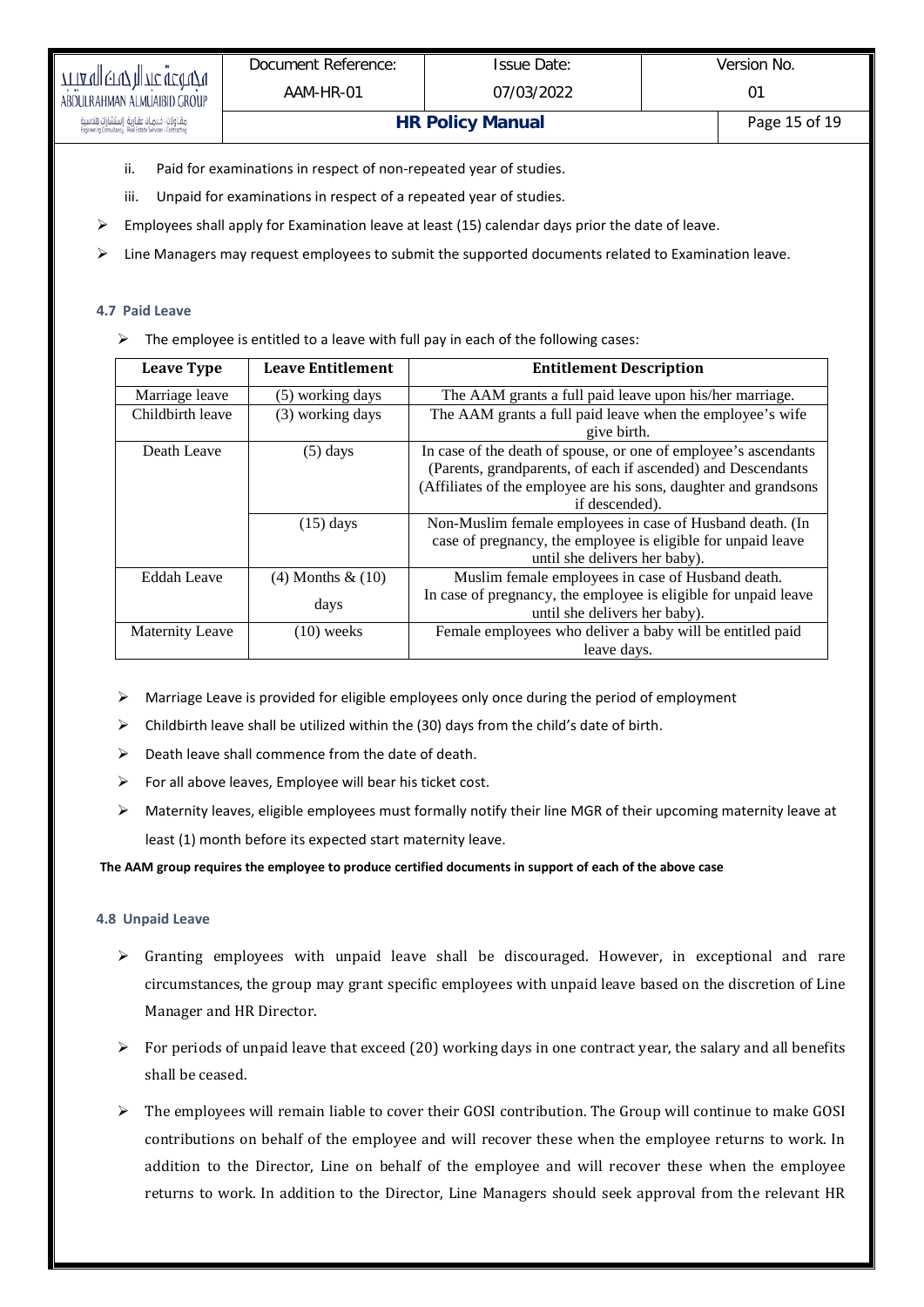ii. Paid for examinations in respect of non-repeated year of studies.

iii. Unpaid for examinations in respect of a repeated year of studies.

- Employees shall apply for Examination leave at least (15) calendar days prior the date of leave.
- Line Managers may request employees to submit the supported documents related to Examination leave.

### 4.7 Paid Leave

- The employee is entitled to a leave with full pay in each of the following cases:

| Leave Type | Leave Entitlement | Entitlement Description |
|---|---|---|
| Marriage leave | (5) working days | The AAM grants a full paid leave upon his/her marriage. |
| Childbirth leave | (3) working days | The AAM grants a full paid leave when the employee's wife give birth. |
| Death Leave | (5) days | In case of the death of spouse, or one of employee's ascendants (Parents, grandparents, of each if ascended) and Descendants (Affiliates of the employee are his sons, daughter and grandsons if descended). |
| | (15) days | Non-Muslim female employees in case of Husband death. (In case of pregnancy, the employee is eligible for unpaid leave until she delivers her baby). |
| Eddah Leave | (4) Months & (10) days | Muslim female employees in case of Husband death. In case of pregnancy, the employee is eligible for unpaid leave until she delivers her baby). |
| Maternity Leave | (10) weeks | Female employees who deliver a baby will be entitled paid leave days. |

- Marriage Leave is provided for eligible employees only once during the period of employment
- Childbirth leave shall be utilized within the (30) days from the child's date of birth.
- Death leave shall commence from the date of death.
- For all above leaves, Employee will bear his ticket cost.
- Maternity leaves, eligible employees must formally notify their line MGR of their upcoming maternity leave at least (1) month before its expected start maternity leave.

**The AAM group requires the employee to produce certified documents in support of each of the above case**

### 4.8 Unpaid Leave

- Granting employees with unpaid leave shall be discouraged. However, in exceptional and rare circumstances, the group may grant specific employees with unpaid leave based on the discretion of Line Manager and HR Director.
- For periods of unpaid leave that exceed (20) working days in one contract year, the salary and all benefits shall be ceased.
- The employees will remain liable to cover their GOSI contribution. The Group will continue to make GOSI contributions on behalf of the employee and will recover these when the employee returns to work. In addition to the Director, Line on behalf of the employee and will recover these when the employee returns to work. In addition to the Director, Line Managers should seek approval from the relevant HR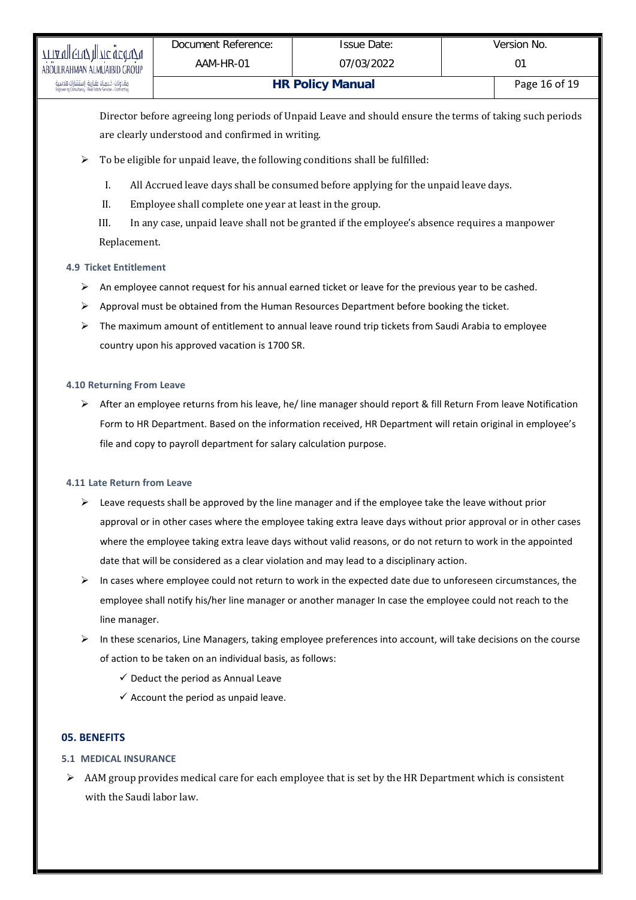Director before agreeing long periods of Unpaid Leave and should ensure the terms of taking such periods are clearly understood and confirmed in writing.

- To be eligible for unpaid leave, the following conditions shall be fulfilled:
  - I. All Accrued leave days shall be consumed before applying for the unpaid leave days.
  - II. Employee shall complete one year at least in the group.
  - III. In any case, unpaid leave shall not be granted if the employee's absence requires a manpower Replacement.

#### 4.9 Ticket Entitlement

- An employee cannot request for his annual earned ticket or leave for the previous year to be cashed.
- Approval must be obtained from the Human Resources Department before booking the ticket.
- The maximum amount of entitlement to annual leave round trip tickets from Saudi Arabia to employee country upon his approved vacation is 1700 SR.

#### 4.10 Returning From Leave

- After an employee returns from his leave, he/ line manager should report & fill Return From leave Notification Form to HR Department. Based on the information received, HR Department will retain original in employee's file and copy to payroll department for salary calculation purpose.

#### 4.11 Late Return from Leave

- Leave requests shall be approved by the line manager and if the employee take the leave without prior approval or in other cases where the employee taking extra leave days without prior approval or in other cases where the employee taking extra leave days without valid reasons, or do not return to work in the appointed date that will be considered as a clear violation and may lead to a disciplinary action.
- In cases where employee could not return to work in the expected date due to unforeseen circumstances, the employee shall notify his/her line manager or another manager In case the employee could not reach to the line manager.
- In these scenarios, Line Managers, taking employee preferences into account, will take decisions on the course of action to be taken on an individual basis, as follows:
  - ✓ Deduct the period as Annual Leave
  - ✓ Account the period as unpaid leave.

## 05. BENEFITS

### 5.1 MEDICAL INSURANCE

- AAM group provides medical care for each employee that is set by the HR Department which is consistent with the Saudi labor law.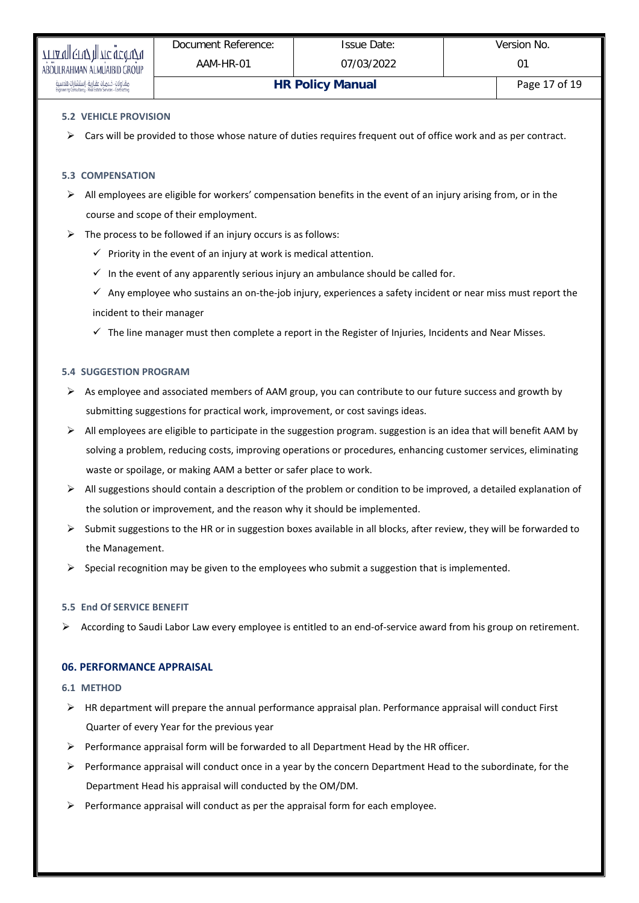### 5.2 VEHICLE PROVISION

- Cars will be provided to those whose nature of duties requires frequent out of office work and as per contract.

### 5.3 COMPENSATION

- All employees are eligible for workers' compensation benefits in the event of an injury arising from, or in the course and scope of their employment.
- The process to be followed if an injury occurs is as follows:
  - ✓ Priority in the event of an injury at work is medical attention.
  - ✓ In the event of any apparently serious injury an ambulance should be called for.
  - ✓ Any employee who sustains an on-the-job injury, experiences a safety incident or near miss must report the incident to their manager
  - ✓ The line manager must then complete a report in the Register of Injuries, Incidents and Near Misses.

### 5.4 SUGGESTION PROGRAM

- As employee and associated members of AAM group, you can contribute to our future success and growth by submitting suggestions for practical work, improvement, or cost savings ideas.
- All employees are eligible to participate in the suggestion program. suggestion is an idea that will benefit AAM by solving a problem, reducing costs, improving operations or procedures, enhancing customer services, eliminating waste or spoilage, or making AAM a better or safer place to work.
- All suggestions should contain a description of the problem or condition to be improved, a detailed explanation of the solution or improvement, and the reason why it should be implemented.
- Submit suggestions to the HR or in suggestion boxes available in all blocks, after review, they will be forwarded to the Management.
- Special recognition may be given to the employees who submit a suggestion that is implemented.

### 5.5 End Of SERVICE BENEFIT

- According to Saudi Labor Law every employee is entitled to an end-of-service award from his group on retirement.

## 06. PERFORMANCE APPRAISAL

### 6.1 METHOD

- HR department will prepare the annual performance appraisal plan. Performance appraisal will conduct First Quarter of every Year for the previous year
- Performance appraisal form will be forwarded to all Department Head by the HR officer.
- Performance appraisal will conduct once in a year by the concern Department Head to the subordinate, for the Department Head his appraisal will conducted by the OM/DM.
- Performance appraisal will conduct as per the appraisal form for each employee.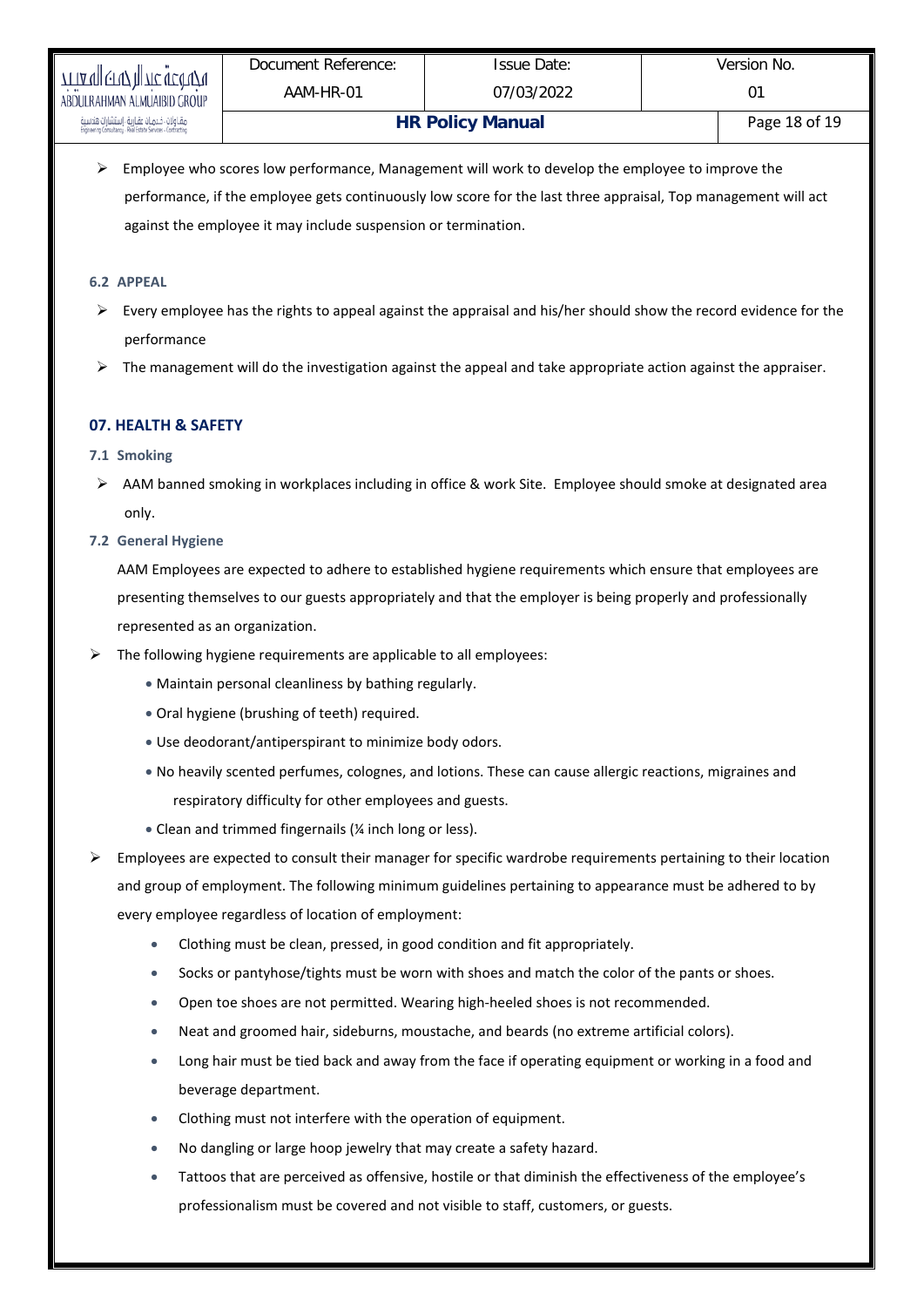- Employee who scores low performance, Management will work to develop the employee to improve the performance, if the employee gets continuously low score for the last three appraisal, Top management will act against the employee it may include suspension or termination.

### 6.2 APPEAL

- Every employee has the rights to appeal against the appraisal and his/her should show the record evidence for the performance
- The management will do the investigation against the appeal and take appropriate action against the appraiser.

## 07. HEALTH & SAFETY

### 7.1 Smoking

- AAM banned smoking in workplaces including in office & work Site. Employee should smoke at designated area only.

### 7.2 General Hygiene

AAM Employees are expected to adhere to established hygiene requirements which ensure that employees are presenting themselves to our guests appropriately and that the employer is being properly and professionally represented as an organization.

- The following hygiene requirements are applicable to all employees:
  - Maintain personal cleanliness by bathing regularly.
  - Oral hygiene (brushing of teeth) required.
  - Use deodorant/antiperspirant to minimize body odors.
  - No heavily scented perfumes, colognes, and lotions. These can cause allergic reactions, migraines and respiratory difficulty for other employees and guests.
  - Clean and trimmed fingernails (¼ inch long or less).
- Employees are expected to consult their manager for specific wardrobe requirements pertaining to their location and group of employment. The following minimum guidelines pertaining to appearance must be adhered to by every employee regardless of location of employment:
  - Clothing must be clean, pressed, in good condition and fit appropriately.
  - Socks or pantyhose/tights must be worn with shoes and match the color of the pants or shoes.
  - Open toe shoes are not permitted. Wearing high-heeled shoes is not recommended.
  - Neat and groomed hair, sideburns, moustache, and beards (no extreme artificial colors).
  - Long hair must be tied back and away from the face if operating equipment or working in a food and beverage department.
  - Clothing must not interfere with the operation of equipment.
  - No dangling or large hoop jewelry that may create a safety hazard.
  - Tattoos that are perceived as offensive, hostile or that diminish the effectiveness of the employee's professionalism must be covered and not visible to staff, customers, or guests.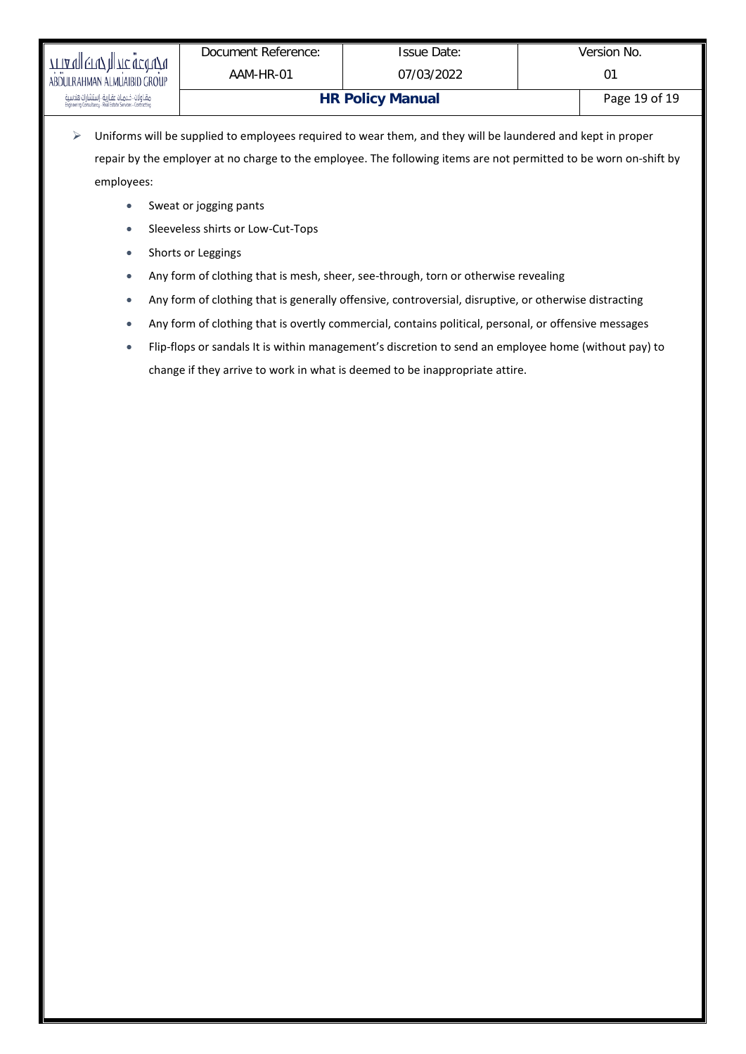- Uniforms will be supplied to employees required to wear them, and they will be laundered and kept in proper repair by the employer at no charge to the employee. The following items are not permitted to be worn on-shift by employees:
  - Sweat or jogging pants
  - Sleeveless shirts or Low-Cut-Tops
  - Shorts or Leggings
  - Any form of clothing that is mesh, sheer, see-through, torn or otherwise revealing
  - Any form of clothing that is generally offensive, controversial, disruptive, or otherwise distracting
  - Any form of clothing that is overtly commercial, contains political, personal, or offensive messages
  - Flip-flops or sandals It is within management's discretion to send an employee home (without pay) to change if they arrive to work in what is deemed to be inappropriate attire.